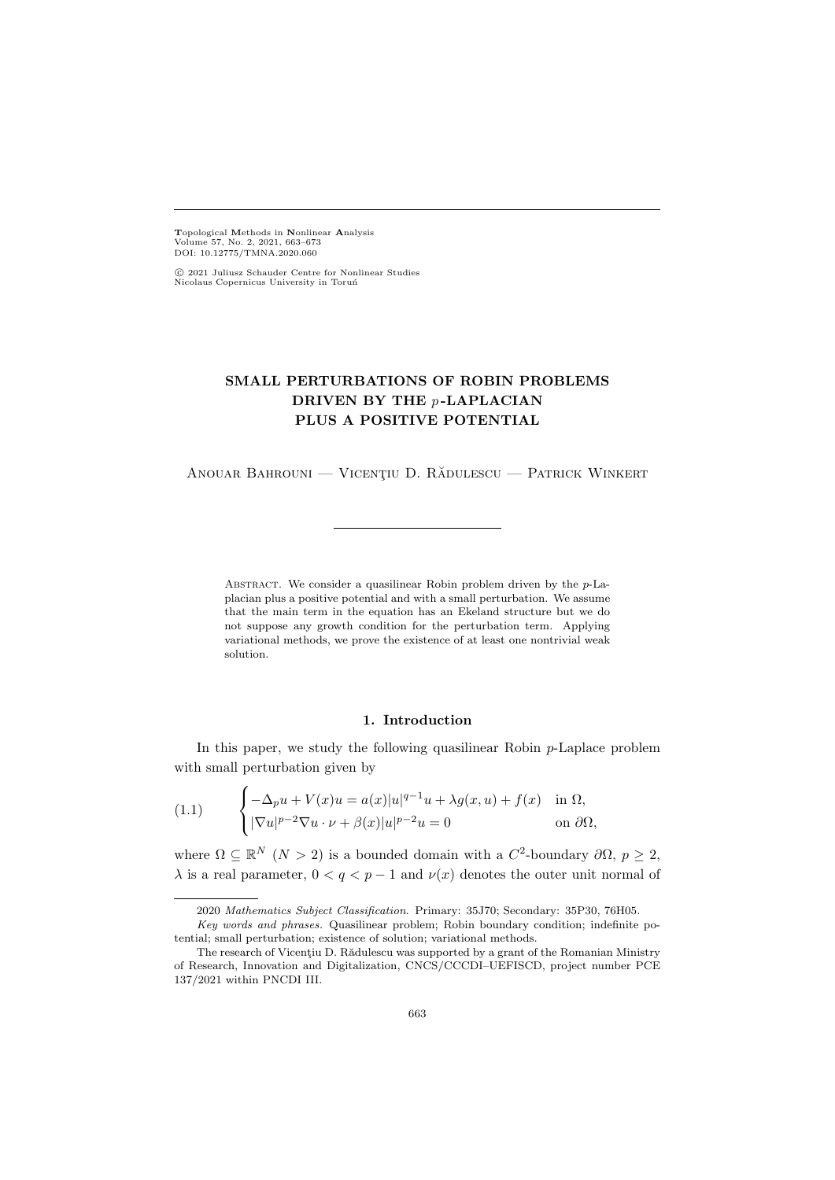**T**opological **M**ethods in **N**onlinear **A**nalysis
Volume 57, No. 2, 2021, 663–673
DOI: 10.12775/TMNA.2020.060

© 2021 Juliusz Schauder Centre for Nonlinear Studies
Nicolaus Copernicus University in Toruń

# SMALL PERTURBATIONS OF ROBIN PROBLEMS DRIVEN BY THE $p$-LAPLACIAN PLUS A POSITIVE POTENTIAL

Anouar Bahrouni — Vicenţiu D. Rădulescu — Patrick Winkert

Abstract. We consider a quasilinear Robin problem driven by the $p$-Laplacian plus a positive potential and with a small perturbation. We assume that the main term in the equation has an Ekeland structure but we do not suppose any growth condition for the perturbation term. Applying variational methods, we prove the existence of at least one nontrivial weak solution.

## 1. Introduction

In this paper, we study the following quasilinear Robin $p$-Laplace problem with small perturbation given by

$$
\begin{cases} -\Delta_p u + V(x)u = a(x)|u|^{q-1}u + \lambda g(x,u) + f(x) & \text{in } \Omega, \\ |\nabla u|^{p-2}\nabla u \cdot \nu + \beta(x)|u|^{p-2}u = 0 & \text{on } \partial\Omega, \end{cases} \tag{1.1}
$$

where $\Omega \subseteq \mathbb{R}^N$ $(N > 2)$ is a bounded domain with a $C^2$-boundary $\partial\Omega$, $p \geq 2$, $\lambda$ is a real parameter, $0 < q < p-1$ and $\nu(x)$ denotes the outer unit normal of

---

2020 *Mathematics Subject Classification*. Primary: 35J70; Secondary: 35P30, 76H05.

*Key words and phrases*. Quasilinear problem; Robin boundary condition; indefinite potential; small perturbation; existence of solution; variational methods.

The research of Vicenţiu D. Rădulescu was supported by a grant of the Romanian Ministry of Research, Innovation and Digitalization, CNCS/CCCDI–UEFISCD, project number PCE 137/2021 within PNCDI III.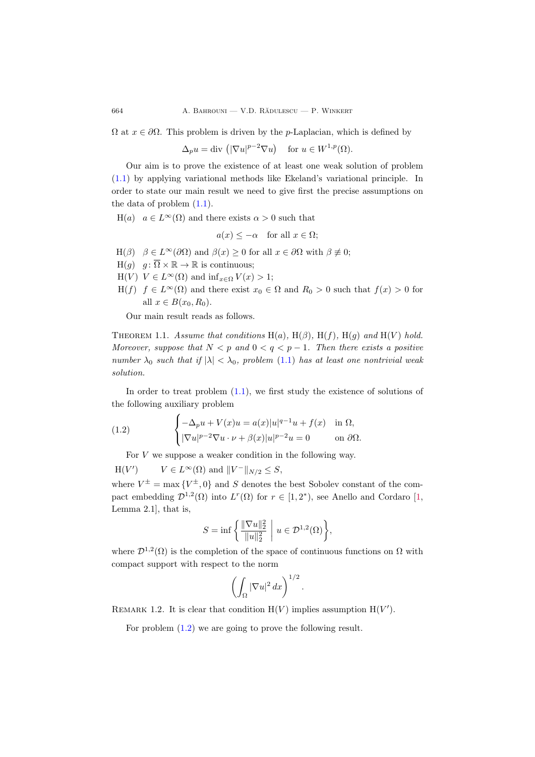$\Omega$ at $x \in \partial\Omega$. This problem is driven by the $p$-Laplacian, which is defined by

$$\Delta_p u = \operatorname{div}\left(|\nabla u|^{p-2}\nabla u\right) \quad \text{for } u \in W^{1,p}(\Omega).$$

Our aim is to prove the existence of at least one weak solution of problem (1.1) by applying variational methods like Ekeland's variational principle. In order to state our main result we need to give first the precise assumptions on the data of problem (1.1).

H$(a)$ $a \in L^\infty(\Omega)$ and there exists $\alpha > 0$ such that

$$a(x) \leq -\alpha \quad \text{for all } x \in \Omega;$$

H$(\beta)$ $\beta \in L^\infty(\partial\Omega)$ and $\beta(x) \geq 0$ for all $x \in \partial\Omega$ with $\beta \not\equiv 0$;

H$(g)$ $g\colon \overline{\Omega} \times \mathbb{R} \to \mathbb{R}$ is continuous;

H$(V)$ $V \in L^\infty(\Omega)$ and $\inf_{x\in\Omega} V(x) > 1$;

H$(f)$ $f \in L^\infty(\Omega)$ and there exist $x_0 \in \Omega$ and $R_0 > 0$ such that $f(x) > 0$ for all $x \in B(x_0, R_0)$.

Our main result reads as follows.

Theorem 1.1. *Assume that conditions* H$(a)$, H$(\beta)$, H$(f)$, H$(g)$ *and* H$(V)$ *hold. Moreover, suppose that $N < p$ and $0 < q < p - 1$. Then there exists a positive number $\lambda_0$ such that if $|\lambda| < \lambda_0$, problem* (1.1) *has at least one nontrivial weak solution.*

In order to treat problem (1.1), we first study the existence of solutions of the following auxiliary problem

$$\begin{cases} -\Delta_p u + V(x)u = a(x)|u|^{q-1}u + f(x) & \text{in } \Omega, \\ |\nabla u|^{p-2}\nabla u \cdot \nu + \beta(x)|u|^{p-2}u = 0 & \text{on } \partial\Omega. \end{cases} \tag{1.2}$$

For $V$ we suppose a weaker condition in the following way.

H$(V')$ $\quad V \in L^\infty(\Omega)$ and $\|V^-\|_{N/2} \leq S$,

where $V^\pm = \max\{V^\pm, 0\}$ and $S$ denotes the best Sobolev constant of the compact embedding $\mathcal{D}^{1,2}(\Omega)$ into $L^r(\Omega)$ for $r \in [1, 2^*)$, see Anello and Cordaro [1, Lemma 2.1], that is,

$$S = \inf\left\{ \frac{\|\nabla u\|_2^2}{\|u\|_2^2} \;\middle|\; u \in \mathcal{D}^{1,2}(\Omega) \right\},$$

where $\mathcal{D}^{1,2}(\Omega)$ is the completion of the space of continuous functions on $\Omega$ with compact support with respect to the norm

$$\left(\int_\Omega |\nabla u|^2\, dx\right)^{1/2}.$$

Remark 1.2. It is clear that condition H$(V)$ implies assumption H$(V')$.

For problem (1.2) we are going to prove the following result.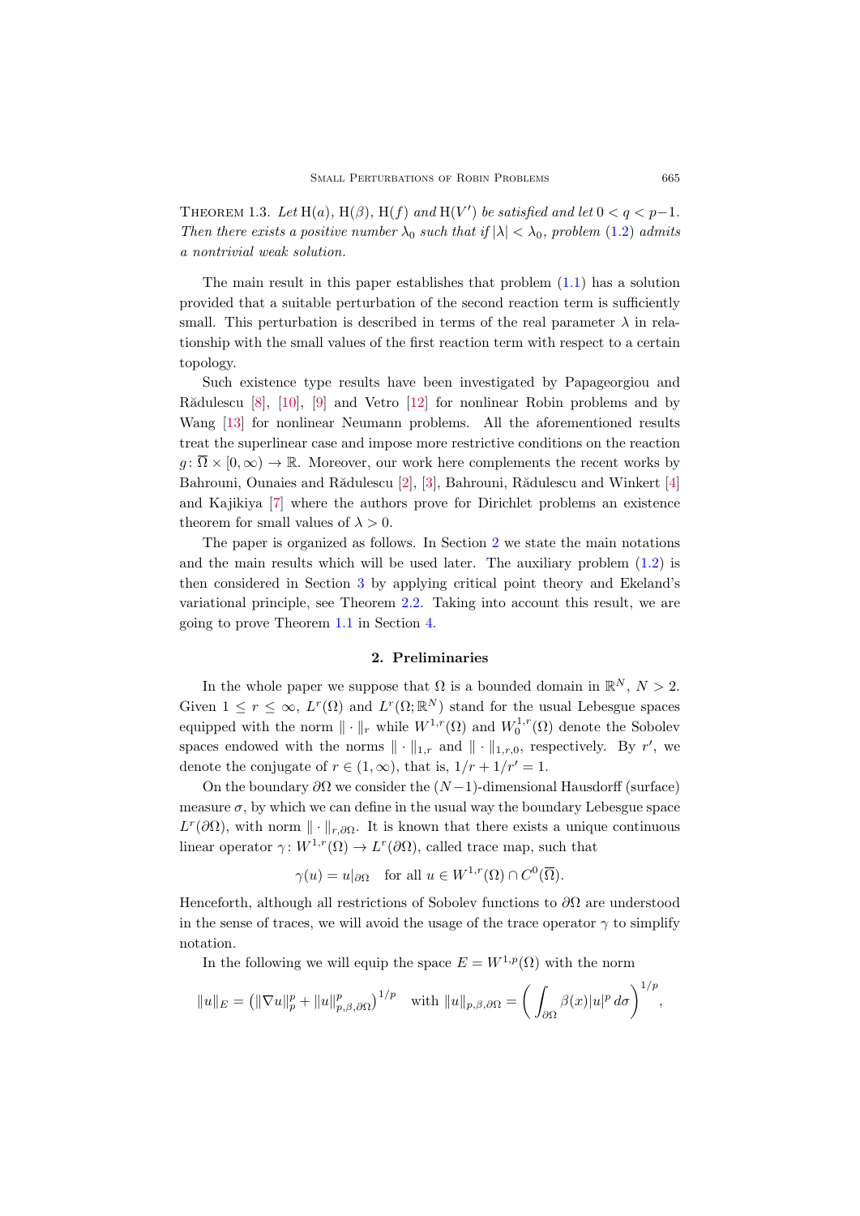**Theorem 1.3.** *Let* H$(a)$, H$(\beta)$, H$(f)$ *and* H$(V')$ *be satisfied and let* $0 < q < p-1$. *Then there exists a positive number* $\lambda_0$ *such that if* $|\lambda| < \lambda_0$, *problem* (1.2) *admits a nontrivial weak solution.*

The main result in this paper establishes that problem (1.1) has a solution provided that a suitable perturbation of the second reaction term is sufficiently small. This perturbation is described in terms of the real parameter $\lambda$ in relationship with the small values of the first reaction term with respect to a certain topology.

Such existence type results have been investigated by Papageorgiou and Rădulescu [8], [10], [9] and Vetro [12] for nonlinear Robin problems and by Wang [13] for nonlinear Neumann problems. All the aforementioned results treat the superlinear case and impose more restrictive conditions on the reaction $g\colon \overline{\Omega} \times [0,\infty) \to \mathbb{R}$. Moreover, our work here complements the recent works by Bahrouni, Ounaies and Rădulescu [2], [3], Bahrouni, Rădulescu and Winkert [4] and Kajikiya [7] where the authors prove for Dirichlet problems an existence theorem for small values of $\lambda > 0$.

The paper is organized as follows. In Section 2 we state the main notations and the main results which will be used later. The auxiliary problem (1.2) is then considered in Section 3 by applying critical point theory and Ekeland's variational principle, see Theorem 2.2. Taking into account this result, we are going to prove Theorem 1.1 in Section 4.

## 2. Preliminaries

In the whole paper we suppose that $\Omega$ is a bounded domain in $\mathbb{R}^N$, $N > 2$. Given $1 \le r \le \infty$, $L^r(\Omega)$ and $L^r(\Omega;\mathbb{R}^N)$ stand for the usual Lebesgue spaces equipped with the norm $\|\cdot\|_r$ while $W^{1,r}(\Omega)$ and $W_0^{1,r}(\Omega)$ denote the Sobolev spaces endowed with the norms $\|\cdot\|_{1,r}$ and $\|\cdot\|_{1,r,0}$, respectively. By $r'$, we denote the conjugate of $r \in (1,\infty)$, that is, $1/r + 1/r' = 1$.

On the boundary $\partial\Omega$ we consider the $(N-1)$-dimensional Hausdorff (surface) measure $\sigma$, by which we can define in the usual way the boundary Lebesgue space $L^r(\partial\Omega)$, with norm $\|\cdot\|_{r,\partial\Omega}$. It is known that there exists a unique continuous linear operator $\gamma\colon W^{1,r}(\Omega) \to L^r(\partial\Omega)$, called trace map, such that

$$\gamma(u) = u|_{\partial\Omega} \quad \text{for all } u \in W^{1,r}(\Omega) \cap C^0(\overline{\Omega}).$$

Henceforth, although all restrictions of Sobolev functions to $\partial\Omega$ are understood in the sense of traces, we will avoid the usage of the trace operator $\gamma$ to simplify notation.

In the following we will equip the space $E = W^{1,p}(\Omega)$ with the norm

$$\|u\|_E = \left(\|\nabla u\|_p^p + \|u\|_{p,\beta,\partial\Omega}^p\right)^{1/p} \quad \text{with } \|u\|_{p,\beta,\partial\Omega} = \left(\int_{\partial\Omega} \beta(x)|u|^p \, d\sigma\right)^{1/p},$$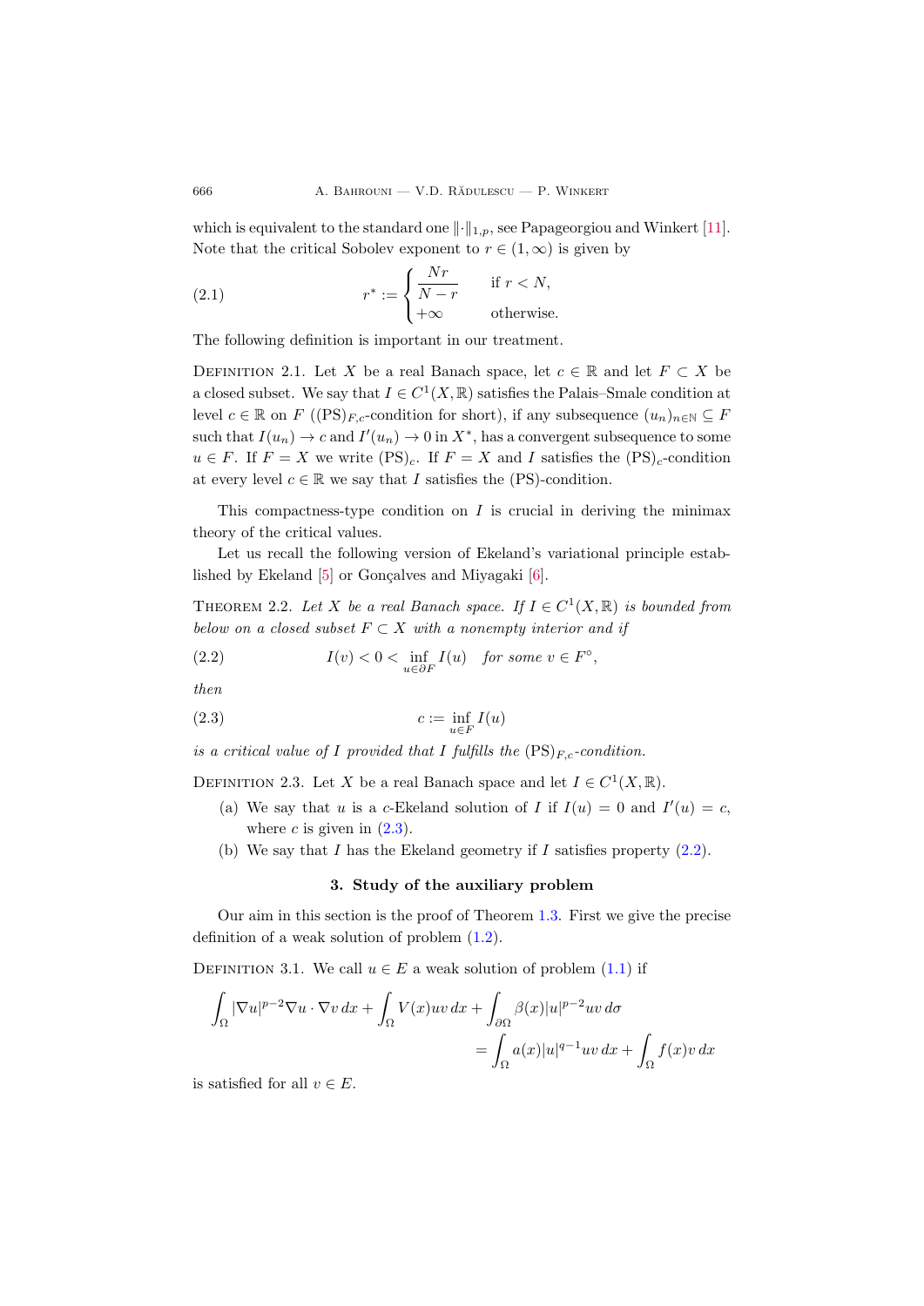which is equivalent to the standard one $\|\cdot\|_{1,p}$, see Papageorgiou and Winkert [11]. Note that the critical Sobolev exponent to $r \in (1,\infty)$ is given by

$$r^* := \begin{cases} \dfrac{Nr}{N-r} & \text{if } r < N, \\ +\infty & \text{otherwise.} \end{cases} \tag{2.1}$$

The following definition is important in our treatment.

Definition 2.1. Let $X$ be a real Banach space, let $c \in \mathbb{R}$ and let $F \subset X$ be a closed subset. We say that $I \in C^1(X,\mathbb{R})$ satisfies the Palais–Smale condition at level $c \in \mathbb{R}$ on $F$ ($(\mathrm{PS})_{F,c}$-condition for short), if any subsequence $(u_n)_{n\in\mathbb{N}} \subseteq F$ such that $I(u_n) \to c$ and $I'(u_n) \to 0$ in $X^*$, has a convergent subsequence to some $u \in F$. If $F = X$ we write $(\mathrm{PS})_c$. If $F = X$ and $I$ satisfies the $(\mathrm{PS})_c$-condition at every level $c \in \mathbb{R}$ we say that $I$ satisfies the (PS)-condition.

This compactness-type condition on $I$ is crucial in deriving the minimax theory of the critical values.

Let us recall the following version of Ekeland's variational principle established by Ekeland [5] or Gonçalves and Miyagaki [6].

Theorem 2.2. *Let $X$ be a real Banach space. If $I \in C^1(X,\mathbb{R})$ is bounded from below on a closed subset $F \subset X$ with a nonempty interior and if*

$$I(v) < 0 < \inf_{u\in\partial F} I(u) \quad \textit{for some } v \in F^\circ, \tag{2.2}$$

*then*

$$c := \inf_{u\in F} I(u) \tag{2.3}$$

*is a critical value of $I$ provided that $I$ fulfills the $(\mathrm{PS})_{F,c}$-condition.*

Definition 2.3. Let $X$ be a real Banach space and let $I \in C^1(X,\mathbb{R})$.

(a) We say that $u$ is a $c$-Ekeland solution of $I$ if $I(u) = 0$ and $I'(u) = c$, where $c$ is given in (2.3).

(b) We say that $I$ has the Ekeland geometry if $I$ satisfies property (2.2).

## 3. Study of the auxiliary problem

Our aim in this section is the proof of Theorem 1.3. First we give the precise definition of a weak solution of problem (1.2).

Definition 3.1. We call $u \in E$ a weak solution of problem (1.1) if

$$\int_\Omega |\nabla u|^{p-2}\nabla u \cdot \nabla v\,dx + \int_\Omega V(x)uv\,dx + \int_{\partial\Omega} \beta(x)|u|^{p-2}uv\,d\sigma = \int_\Omega a(x)|u|^{q-1}uv\,dx + \int_\Omega f(x)v\,dx$$

is satisfied for all $v \in E$.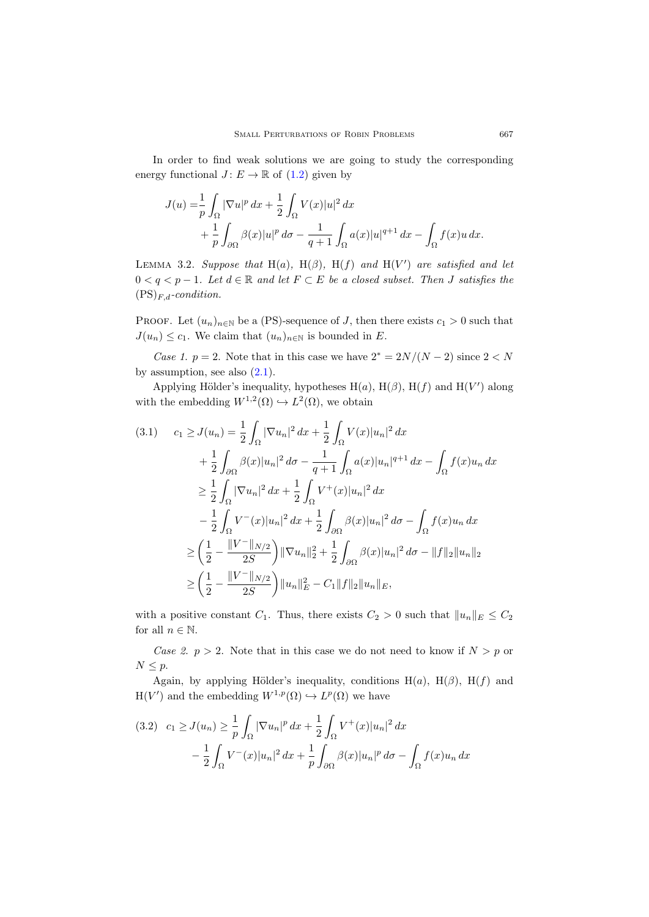In order to find weak solutions we are going to study the corresponding energy functional $J\colon E \to \mathbb{R}$ of (1.2) given by

$$J(u) = \frac{1}{p}\int_\Omega |\nabla u|^p\,dx + \frac{1}{2}\int_\Omega V(x)|u|^2\,dx + \frac{1}{p}\int_{\partial\Omega} \beta(x)|u|^p\,d\sigma - \frac{1}{q+1}\int_\Omega a(x)|u|^{q+1}\,dx - \int_\Omega f(x)u\,dx.$$

LEMMA 3.2. *Suppose that* $\mathrm{H}(a)$, $\mathrm{H}(\beta)$, $\mathrm{H}(f)$ *and* $\mathrm{H}(V')$ *are satisfied and let* $0 < q < p-1$. *Let* $d \in \mathbb{R}$ *and let* $F \subset E$ *be a closed subset. Then* $J$ *satisfies the* $(\mathrm{PS})_{F,d}$*-condition.*

PROOF. Let $(u_n)_{n\in\mathbb{N}}$ be a (PS)-sequence of $J$, then there exists $c_1 > 0$ such that $J(u_n) \le c_1$. We claim that $(u_n)_{n\in\mathbb{N}}$ is bounded in $E$.

*Case 1.* $p = 2$. Note that in this case we have $2^* = 2N/(N-2)$ since $2 < N$ by assumption, see also (2.1).

Applying Hölder's inequality, hypotheses $\mathrm{H}(a)$, $\mathrm{H}(\beta)$, $\mathrm{H}(f)$ and $\mathrm{H}(V')$ along with the embedding $W^{1,2}(\Omega) \hookrightarrow L^2(\Omega)$, we obtain

$$\begin{aligned}
(3.1)\qquad c_1 \ge J(u_n) &= \frac{1}{2}\int_\Omega |\nabla u_n|^2\,dx + \frac{1}{2}\int_\Omega V(x)|u_n|^2\,dx \\
&\quad + \frac{1}{2}\int_{\partial\Omega} \beta(x)|u_n|^2\,d\sigma - \frac{1}{q+1}\int_\Omega a(x)|u_n|^{q+1}\,dx - \int_\Omega f(x)u_n\,dx \\
&\ge \frac{1}{2}\int_\Omega |\nabla u_n|^2\,dx + \frac{1}{2}\int_\Omega V^+(x)|u_n|^2\,dx \\
&\quad - \frac{1}{2}\int_\Omega V^-(x)|u_n|^2\,dx + \frac{1}{2}\int_{\partial\Omega} \beta(x)|u_n|^2\,d\sigma - \int_\Omega f(x)u_n\,dx \\
&\ge \bigg(\frac{1}{2} - \frac{\|V^-\|_{N/2}}{2S}\bigg)\|\nabla u_n\|_2^2 + \frac{1}{2}\int_{\partial\Omega} \beta(x)|u_n|^2\,d\sigma - \|f\|_2\|u_n\|_2 \\
&\ge \bigg(\frac{1}{2} - \frac{\|V^-\|_{N/2}}{2S}\bigg)\|u_n\|_E^2 - C_1\|f\|_2\|u_n\|_E,
\end{aligned}$$

with a positive constant $C_1$. Thus, there exists $C_2 > 0$ such that $\|u_n\|_E \le C_2$ for all $n \in \mathbb{N}$.

*Case 2.* $p > 2$. Note that in this case we do not need to know if $N > p$ or $N \le p$.

Again, by applying Hölder's inequality, conditions $\mathrm{H}(a)$, $\mathrm{H}(\beta)$, $\mathrm{H}(f)$ and $\mathrm{H}(V')$ and the embedding $W^{1,p}(\Omega) \hookrightarrow L^p(\Omega)$ we have

$$\begin{aligned}
(3.2)\quad c_1 \ge J(u_n) &\ge \frac{1}{p}\int_\Omega |\nabla u_n|^p\,dx + \frac{1}{2}\int_\Omega V^+(x)|u_n|^2\,dx \\
&\quad - \frac{1}{2}\int_\Omega V^-(x)|u_n|^2\,dx + \frac{1}{p}\int_{\partial\Omega} \beta(x)|u_n|^p\,d\sigma - \int_\Omega f(x)u_n\,dx
\end{aligned}$$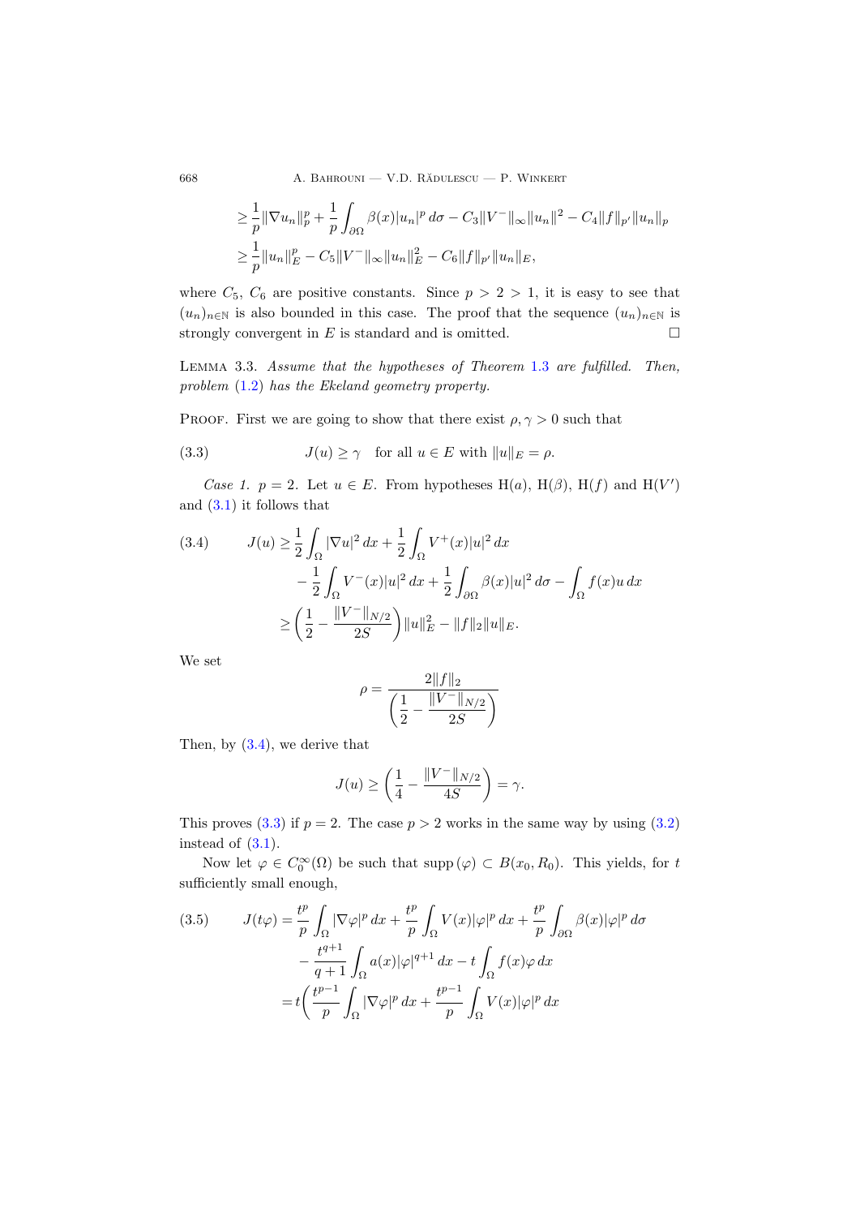$$
\begin{aligned}
&\geq \frac{1}{p}\|\nabla u_n\|_p^p + \frac{1}{p}\int_{\partial\Omega} \beta(x)|u_n|^p\,d\sigma - C_3\|V^-\|_\infty \|u_n\|^2 - C_4\|f\|_{p'}\|u_n\|_p \\
&\geq \frac{1}{p}\|u_n\|_E^p - C_5\|V^-\|_\infty\|u_n\|_E^2 - C_6\|f\|_{p'}\|u_n\|_E,
\end{aligned}
$$

where $C_5$, $C_6$ are positive constants. Since $p > 2 > 1$, it is easy to see that $(u_n)_{n\in\mathbb{N}}$ is also bounded in this case. The proof that the sequence $(u_n)_{n\in\mathbb{N}}$ is strongly convergent in $E$ is standard and is omitted. □

LEMMA 3.3. *Assume that the hypotheses of Theorem 1.3 are fulfilled. Then, problem (1.2) has the Ekeland geometry property.*

PROOF. First we are going to show that there exist $\rho, \gamma > 0$ such that

$$
J(u) \geq \gamma \quad \text{for all } u \in E \text{ with } \|u\|_E = \rho. \tag{3.3}
$$

*Case 1.* $p = 2$. Let $u \in E$. From hypotheses H($a$), H($\beta$), H($f$) and H($V'$) and (3.1) it follows that

$$
\begin{aligned}
J(u) &\geq \frac{1}{2}\int_\Omega |\nabla u|^2\,dx + \frac{1}{2}\int_\Omega V^+(x)|u|^2\,dx \\
&\quad - \frac{1}{2}\int_\Omega V^-(x)|u|^2\,dx + \frac{1}{2}\int_{\partial\Omega}\beta(x)|u|^2\,d\sigma - \int_\Omega f(x)u\,dx \\
&\geq \left(\frac{1}{2} - \frac{\|V^-\|_{N/2}}{2S}\right)\|u\|_E^2 - \|f\|_2\|u\|_E.
\end{aligned}
\tag{3.4}
$$

We set

$$
\rho = \frac{2\|f\|_2}{\left(\dfrac{1}{2} - \dfrac{\|V^-\|_{N/2}}{2S}\right)}
$$

Then, by (3.4), we derive that

$$
J(u) \geq \left(\frac{1}{4} - \frac{\|V^-\|_{N/2}}{4S}\right) = \gamma.
$$

This proves (3.3) if $p = 2$. The case $p > 2$ works in the same way by using (3.2) instead of (3.1).

Now let $\varphi \in C_0^\infty(\Omega)$ be such that $\operatorname{supp}(\varphi) \subset B(x_0, R_0)$. This yields, for $t$ sufficiently small enough,

$$
\begin{aligned}
J(t\varphi) &= \frac{t^p}{p}\int_\Omega |\nabla\varphi|^p\,dx + \frac{t^p}{p}\int_\Omega V(x)|\varphi|^p\,dx + \frac{t^p}{p}\int_{\partial\Omega}\beta(x)|\varphi|^p\,d\sigma \\
&\quad - \frac{t^{q+1}}{q+1}\int_\Omega a(x)|\varphi|^{q+1}\,dx - t\int_\Omega f(x)\varphi\,dx \\
&= t\bigg(\frac{t^{p-1}}{p}\int_\Omega |\nabla\varphi|^p\,dx + \frac{t^{p-1}}{p}\int_\Omega V(x)|\varphi|^p\,dx
\end{aligned}
\tag{3.5}
$$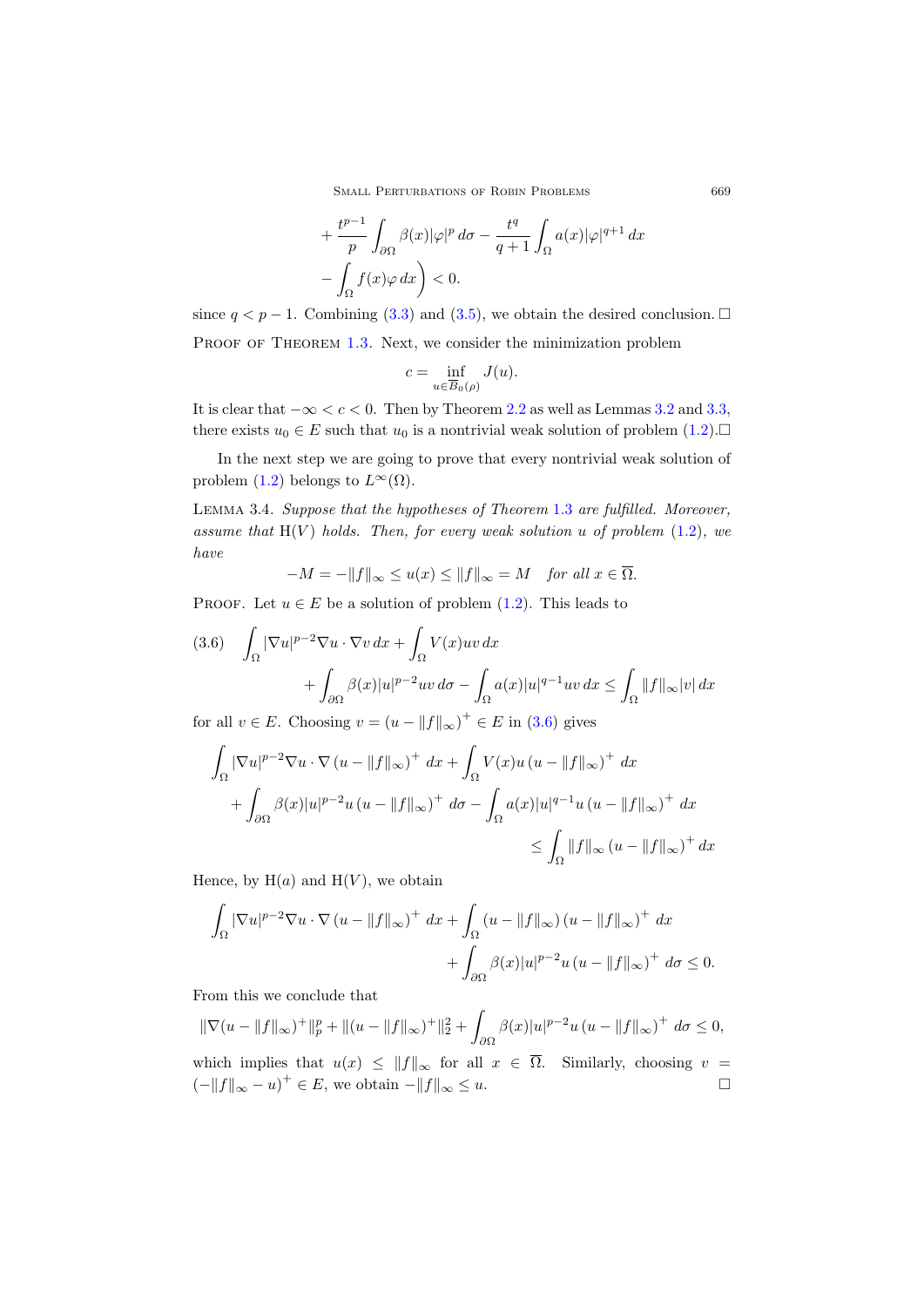$$
+ \frac{t^{p-1}}{p} \int_{\partial\Omega} \beta(x)|\varphi|^p \, d\sigma - \frac{t^q}{q+1} \int_\Omega a(x)|\varphi|^{q+1} \, dx
$$

$$
- \int_\Omega f(x)\varphi \, dx \bigg) < 0.
$$

since $q < p - 1$. Combining (3.3) and (3.5), we obtain the desired conclusion. $\square$

Proof of Theorem 1.3. Next, we consider the minimization problem

$$
c = \inf_{u \in \overline{B}_0(\rho)} J(u).
$$

It is clear that $-\infty < c < 0$. Then by Theorem 2.2 as well as Lemmas 3.2 and 3.3, there exists $u_0 \in E$ such that $u_0$ is a nontrivial weak solution of problem (1.2). $\square$

In the next step we are going to prove that every nontrivial weak solution of problem (1.2) belongs to $L^\infty(\Omega)$.

Lemma 3.4. *Suppose that the hypotheses of Theorem 1.3 are fulfilled. Moreover, assume that* $\mathrm{H}(V)$ *holds. Then, for every weak solution $u$ of problem* (1.2)*, we have*

$$
-M = -\|f\|_\infty \le u(x) \le \|f\|_\infty = M \quad \textit{for all } x \in \overline{\Omega}.
$$

Proof. Let $u \in E$ be a solution of problem (1.2). This leads to

$$
\begin{aligned}
(3.6) \quad \int_\Omega |\nabla u|^{p-2} \nabla u \cdot \nabla v \, dx &+ \int_\Omega V(x) u v \, dx \\
&+ \int_{\partial\Omega} \beta(x)|u|^{p-2} u v \, d\sigma - \int_\Omega a(x)|u|^{q-1} u v \, dx \le \int_\Omega \|f\|_\infty |v| \, dx
\end{aligned}
$$

for all $v \in E$. Choosing $v = (u - \|f\|_\infty)^+ \in E$ in (3.6) gives

$$
\begin{aligned}
\int_\Omega |\nabla u|^{p-2} \nabla u \cdot \nabla (u - \|f\|_\infty)^+ \, dx &+ \int_\Omega V(x) u (u - \|f\|_\infty)^+ \, dx \\
+ \int_{\partial\Omega} \beta(x)|u|^{p-2} u (u - \|f\|_\infty)^+ \, d\sigma &- \int_\Omega a(x)|u|^{q-1} u (u - \|f\|_\infty)^+ \, dx \\
&\le \int_\Omega \|f\|_\infty (u - \|f\|_\infty)^+ \, dx
\end{aligned}
$$

Hence, by $\mathrm{H}(a)$ and $\mathrm{H}(V)$, we obtain

$$
\begin{aligned}
\int_\Omega |\nabla u|^{p-2} \nabla u \cdot \nabla (u - \|f\|_\infty)^+ \, dx &+ \int_\Omega (u - \|f\|_\infty)(u - \|f\|_\infty)^+ \, dx \\
&+ \int_{\partial\Omega} \beta(x)|u|^{p-2} u (u - \|f\|_\infty)^+ \, d\sigma \le 0.
\end{aligned}
$$

From this we conclude that

$$
\|\nabla (u - \|f\|_\infty)^+\|_p^p + \|(u - \|f\|_\infty)^+\|_2^2 + \int_{\partial\Omega} \beta(x)|u|^{p-2} u (u - \|f\|_\infty)^+ \, d\sigma \le 0,
$$

which implies that $u(x) \le \|f\|_\infty$ for all $x \in \overline{\Omega}$. Similarly, choosing $v = (-\|f\|_\infty - u)^+ \in E$, we obtain $-\|f\|_\infty \le u$. $\square$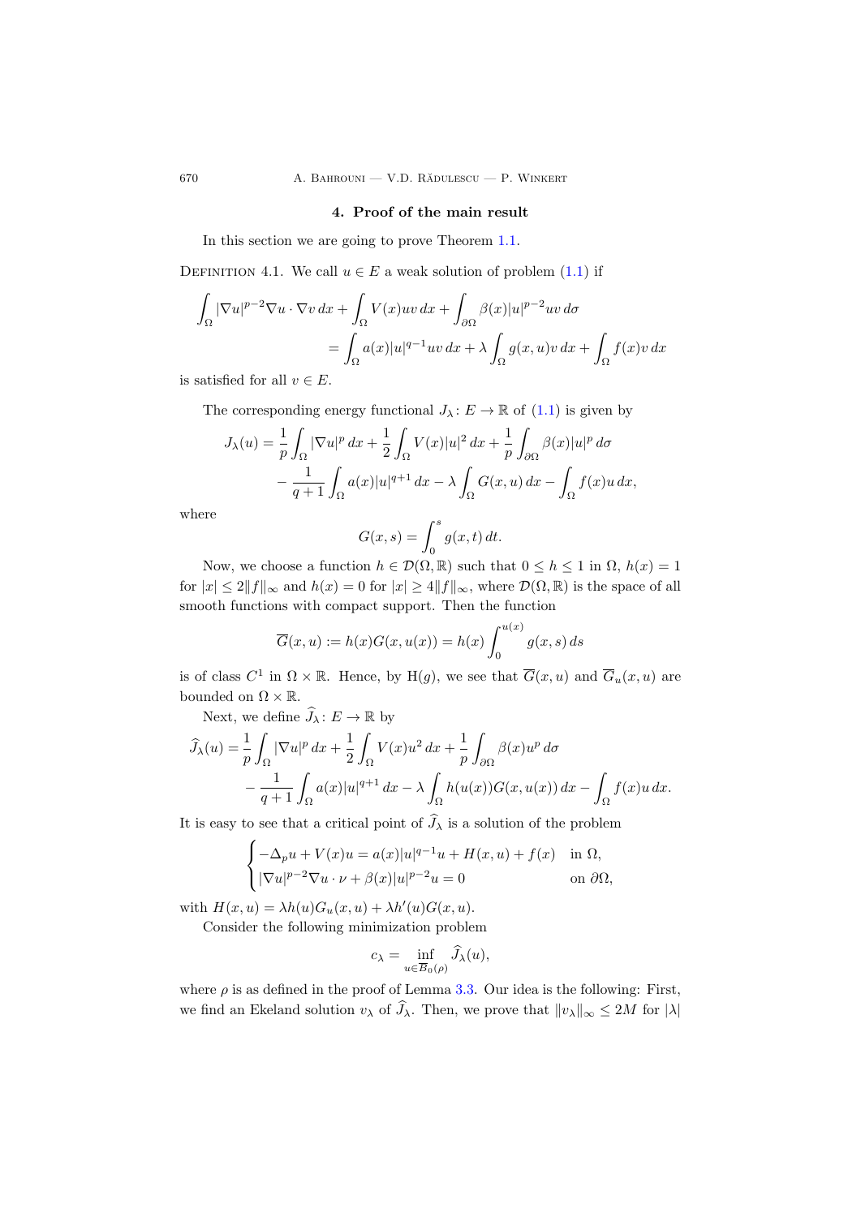## 4. Proof of the main result

In this section we are going to prove Theorem 1.1.

Definition 4.1. We call $u \in E$ a weak solution of problem (1.1) if

$$
\int_\Omega |\nabla u|^{p-2}\nabla u \cdot \nabla v\,dx + \int_\Omega V(x)uv\,dx + \int_{\partial\Omega} \beta(x)|u|^{p-2}uv\,d\sigma
$$
$$
= \int_\Omega a(x)|u|^{q-1}uv\,dx + \lambda\int_\Omega g(x,u)v\,dx + \int_\Omega f(x)v\,dx
$$

is satisfied for all $v \in E$.

The corresponding energy functional $J_\lambda \colon E \to \mathbb{R}$ of (1.1) is given by

$$
J_\lambda(u) = \frac{1}{p}\int_\Omega |\nabla u|^p\,dx + \frac{1}{2}\int_\Omega V(x)|u|^2\,dx + \frac{1}{p}\int_{\partial\Omega}\beta(x)|u|^p\,d\sigma
$$
$$
- \frac{1}{q+1}\int_\Omega a(x)|u|^{q+1}\,dx - \lambda\int_\Omega G(x,u)\,dx - \int_\Omega f(x)u\,dx,
$$

where

$$
G(x,s) = \int_0^s g(x,t)\,dt.
$$

Now, we choose a function $h \in \mathcal{D}(\Omega,\mathbb{R})$ such that $0 \le h \le 1$ in $\Omega$, $h(x) = 1$ for $|x| \le 2\|f\|_\infty$ and $h(x) = 0$ for $|x| \ge 4\|f\|_\infty$, where $\mathcal{D}(\Omega,\mathbb{R})$ is the space of all smooth functions with compact support. Then the function

$$
\overline{G}(x,u) := h(x)G(x,u(x)) = h(x)\int_0^{u(x)} g(x,s)\,ds
$$

is of class $C^1$ in $\Omega \times \mathbb{R}$. Hence, by H($g$), we see that $\overline{G}(x,u)$ and $\overline{G}_u(x,u)$ are bounded on $\Omega \times \mathbb{R}$.

Next, we define $\widehat{J}_\lambda \colon E \to \mathbb{R}$ by

$$
\widehat{J}_\lambda(u) = \frac{1}{p}\int_\Omega |\nabla u|^p\,dx + \frac{1}{2}\int_\Omega V(x)u^2\,dx + \frac{1}{p}\int_{\partial\Omega}\beta(x)u^p\,d\sigma
$$
$$
- \frac{1}{q+1}\int_\Omega a(x)|u|^{q+1}\,dx - \lambda\int_\Omega h(u(x))G(x,u(x))\,dx - \int_\Omega f(x)u\,dx.
$$

It is easy to see that a critical point of $\widehat{J}_\lambda$ is a solution of the problem

$$
\begin{cases}
-\Delta_p u + V(x)u = a(x)|u|^{q-1}u + H(x,u) + f(x) & \text{in } \Omega,\\
|\nabla u|^{p-2}\nabla u \cdot \nu + \beta(x)|u|^{p-2}u = 0 & \text{on } \partial\Omega,
\end{cases}
$$

with $H(x,u) = \lambda h(u)G_u(x,u) + \lambda h'(u)G(x,u)$.

Consider the following minimization problem

$$
c_\lambda = \inf_{u \in \overline{B}_0(\rho)} \widehat{J}_\lambda(u),
$$

where $\rho$ is as defined in the proof of Lemma 3.3. Our idea is the following: First, we find an Ekeland solution $v_\lambda$ of $\widehat{J}_\lambda$. Then, we prove that $\|v_\lambda\|_\infty \le 2M$ for $|\lambda|$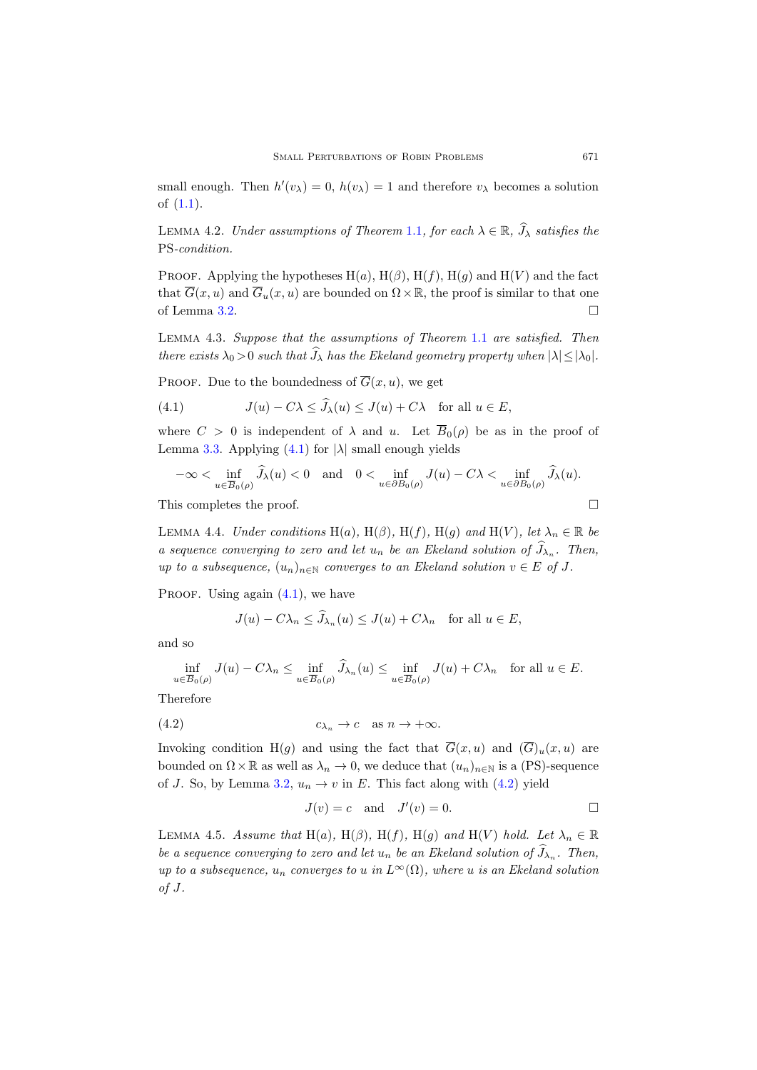small enough. Then $h'(v_\lambda) = 0$, $h(v_\lambda) = 1$ and therefore $v_\lambda$ becomes a solution of (1.1).

**Lemma 4.2.** *Under assumptions of Theorem 1.1, for each $\lambda \in \mathbb{R}$, $\widehat{J}_\lambda$ satisfies the* PS*-condition.*

**Proof.** Applying the hypotheses H$(a)$, H$(\beta)$, H$(f)$, H$(g)$ and H$(V)$ and the fact that $\overline{G}(x,u)$ and $\overline{G}_u(x,u)$ are bounded on $\Omega \times \mathbb{R}$, the proof is similar to that one of Lemma 3.2. □

**Lemma 4.3.** *Suppose that the assumptions of Theorem 1.1 are satisfied. Then there exists $\lambda_0 > 0$ such that $\widehat{J}_\lambda$ has the Ekeland geometry property when $|\lambda| \leq |\lambda_0|$.*

**Proof.** Due to the boundedness of $\overline{G}(x,u)$, we get

$$J(u) - C\lambda \leq \widehat{J}_\lambda(u) \leq J(u) + C\lambda \quad \text{for all } u \in E, \tag{4.1}$$

where $C > 0$ is independent of $\lambda$ and $u$. Let $\overline{B}_0(\rho)$ be as in the proof of Lemma 3.3. Applying (4.1) for $|\lambda|$ small enough yields

$$-\infty < \inf_{u \in \overline{B}_0(\rho)} \widehat{J}_\lambda(u) < 0 \quad \text{and} \quad 0 < \inf_{u \in \partial B_0(\rho)} J(u) - C\lambda < \inf_{u \in \partial B_0(\rho)} \widehat{J}_\lambda(u).$$

This completes the proof. □

**Lemma 4.4.** *Under conditions* H$(a)$, H$(\beta)$, H$(f)$, H$(g)$ *and* H$(V)$*, let $\lambda_n \in \mathbb{R}$ be a sequence converging to zero and let $u_n$ be an Ekeland solution of $\widehat{J}_{\lambda_n}$. Then, up to a subsequence, $(u_n)_{n\in\mathbb{N}}$ converges to an Ekeland solution $v \in E$ of $J$.*

**Proof.** Using again (4.1), we have

$$J(u) - C\lambda_n \leq \widehat{J}_{\lambda_n}(u) \leq J(u) + C\lambda_n \quad \text{for all } u \in E,$$

and so

$$\inf_{u \in \overline{B}_0(\rho)} J(u) - C\lambda_n \leq \inf_{u \in \overline{B}_0(\rho)} \widehat{J}_{\lambda_n}(u) \leq \inf_{u \in \overline{B}_0(\rho)} J(u) + C\lambda_n \quad \text{for all } u \in E.$$

Therefore

$$c_{\lambda_n} \to c \quad \text{as } n \to +\infty. \tag{4.2}$$

Invoking condition H$(g)$ and using the fact that $\overline{G}(x,u)$ and $(\overline{G})_u(x,u)$ are bounded on $\Omega \times \mathbb{R}$ as well as $\lambda_n \to 0$, we deduce that $(u_n)_{n\in\mathbb{N}}$ is a (PS)-sequence of $J$. So, by Lemma 3.2, $u_n \to v$ in $E$. This fact along with (4.2) yield

$$J(v) = c \quad \text{and} \quad J'(v) = 0. \qquad \square$$

**Lemma 4.5.** *Assume that* H$(a)$, H$(\beta)$, H$(f)$, H$(g)$ *and* H$(V)$ *hold. Let $\lambda_n \in \mathbb{R}$ be a sequence converging to zero and let $u_n$ be an Ekeland solution of $\widehat{J}_{\lambda_n}$. Then, up to a subsequence, $u_n$ converges to $u$ in $L^\infty(\Omega)$, where $u$ is an Ekeland solution of $J$.*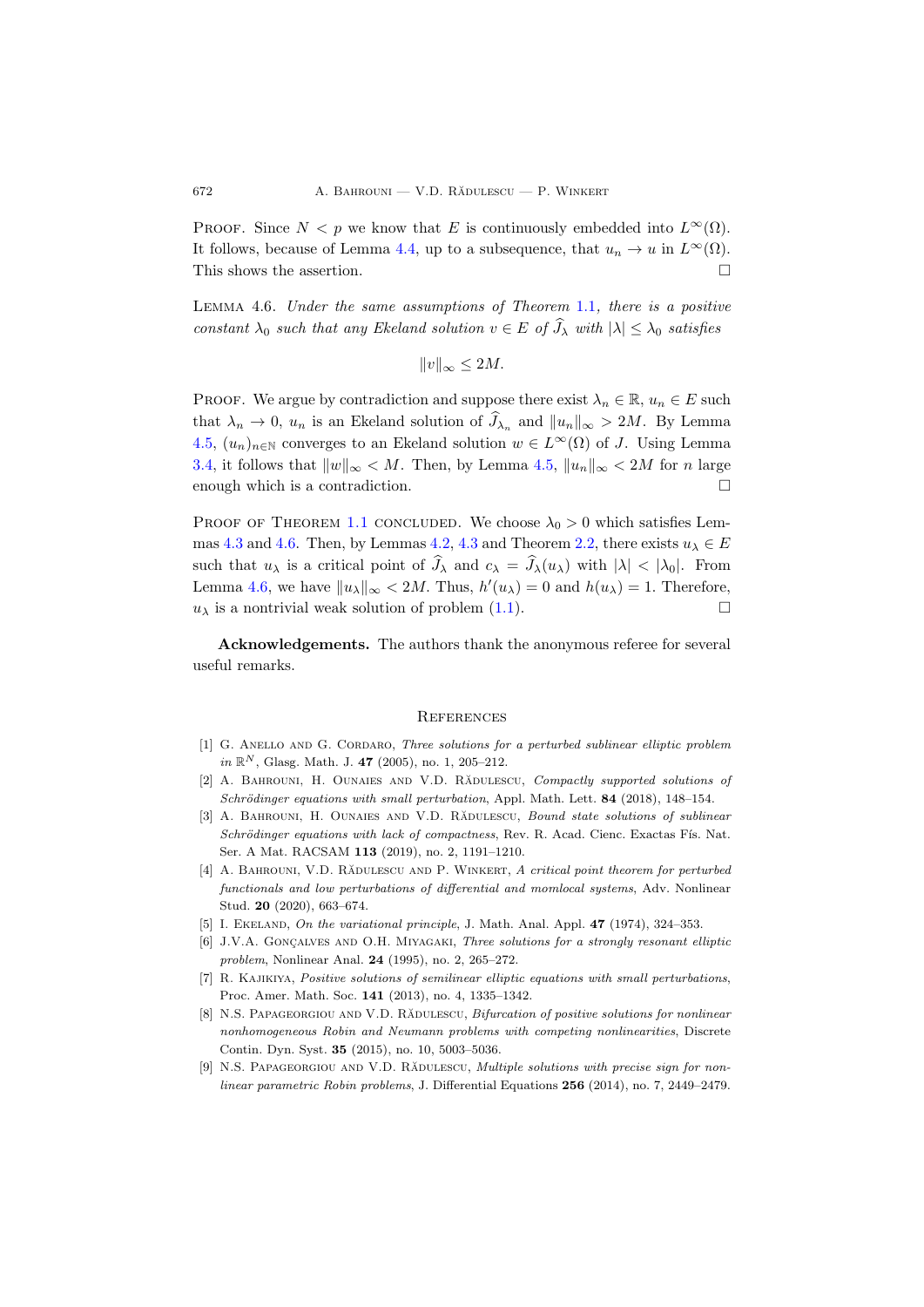Proof. Since $N < p$ we know that $E$ is continuously embedded into $L^\infty(\Omega)$. It follows, because of Lemma 4.4, up to a subsequence, that $u_n \to u$ in $L^\infty(\Omega)$. This shows the assertion. □

Lemma 4.6. *Under the same assumptions of Theorem 1.1, there is a positive constant $\lambda_0$ such that any Ekeland solution $v \in E$ of $\widehat{J}_\lambda$ with $|\lambda| \leq \lambda_0$ satisfies*

$$\|v\|_\infty \leq 2M.$$

Proof. We argue by contradiction and suppose there exist $\lambda_n \in \mathbb{R}$, $u_n \in E$ such that $\lambda_n \to 0$, $u_n$ is an Ekeland solution of $\widehat{J}_{\lambda_n}$ and $\|u_n\|_\infty > 2M$. By Lemma 4.5, $(u_n)_{n\in\mathbb{N}}$ converges to an Ekeland solution $w \in L^\infty(\Omega)$ of $J$. Using Lemma 3.4, it follows that $\|w\|_\infty < M$. Then, by Lemma 4.5, $\|u_n\|_\infty < 2M$ for $n$ large enough which is a contradiction. □

Proof of Theorem 1.1 concluded. We choose $\lambda_0 > 0$ which satisfies Lemmas 4.3 and 4.6. Then, by Lemmas 4.2, 4.3 and Theorem 2.2, there exists $u_\lambda \in E$ such that $u_\lambda$ is a critical point of $\widehat{J}_\lambda$ and $c_\lambda = \widehat{J}_\lambda(u_\lambda)$ with $|\lambda| < |\lambda_0|$. From Lemma 4.6, we have $\|u_\lambda\|_\infty < 2M$. Thus, $h'(u_\lambda) = 0$ and $h(u_\lambda) = 1$. Therefore, $u_\lambda$ is a nontrivial weak solution of problem (1.1). □

**Acknowledgements.** The authors thank the anonymous referee for several useful remarks.

## References

[1] G. Anello and G. Cordaro, *Three solutions for a perturbed sublinear elliptic problem in $\mathbb{R}^N$*, Glasg. Math. J. **47** (2005), no. 1, 205–212.

[2] A. Bahrouni, H. Ounaies and V.D. Rădulescu, *Compactly supported solutions of Schrödinger equations with small perturbation*, Appl. Math. Lett. **84** (2018), 148–154.

[3] A. Bahrouni, H. Ounaies and V.D. Rădulescu, *Bound state solutions of sublinear Schrödinger equations with lack of compactness*, Rev. R. Acad. Cienc. Exactas Fís. Nat. Ser. A Mat. RACSAM **113** (2019), no. 2, 1191–1210.

[4] A. Bahrouni, V.D. Rădulescu and P. Winkert, *A critical point theorem for perturbed functionals and low perturbations of differential and momlocal systems*, Adv. Nonlinear Stud. **20** (2020), 663–674.

[5] I. Ekeland, *On the variational principle*, J. Math. Anal. Appl. **47** (1974), 324–353.

[6] J.V.A. Gonçalves and O.H. Miyagaki, *Three solutions for a strongly resonant elliptic problem*, Nonlinear Anal. **24** (1995), no. 2, 265–272.

[7] R. Kajikiya, *Positive solutions of semilinear elliptic equations with small perturbations*, Proc. Amer. Math. Soc. **141** (2013), no. 4, 1335–1342.

[8] N.S. Papageorgiou and V.D. Rădulescu, *Bifurcation of positive solutions for nonlinear nonhomogeneous Robin and Neumann problems with competing nonlinearities*, Discrete Contin. Dyn. Syst. **35** (2015), no. 10, 5003–5036.

[9] N.S. Papageorgiou and V.D. Rădulescu, *Multiple solutions with precise sign for nonlinear parametric Robin problems*, J. Differential Equations **256** (2014), no. 7, 2449–2479.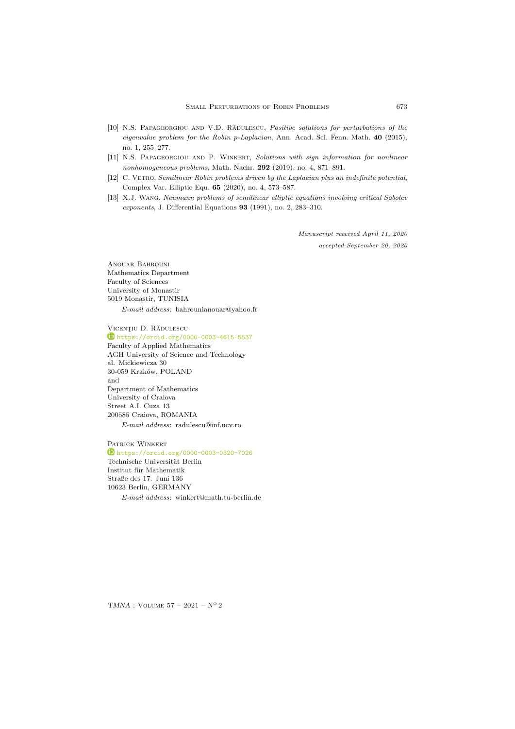[10] N.S. Papageorgiou and V.D. Rădulescu, *Positive solutions for perturbations of the eigenvalue problem for the Robin p-Laplacian*, Ann. Acad. Sci. Fenn. Math. **40** (2015), no. 1, 255–277.

[11] N.S. Papageorgiou and P. Winkert, *Solutions with sign information for nonlinear nonhomogeneous problems*, Math. Nachr. **292** (2019), no. 4, 871–891.

[12] C. Vetro, *Semilinear Robin problems driven by the Laplacian plus an indefinite potential*, Complex Var. Elliptic Equ. **65** (2020), no. 4, 573–587.

[13] X.J. Wang, *Neumann problems of semilinear elliptic equations involving critical Sobolev exponents*, J. Differential Equations **93** (1991), no. 2, 283–310.

*Manuscript received April 11, 2020*

*accepted September 20, 2020*

Anouar Bahrouni
Mathematics Department
Faculty of Sciences
University of Monastir
5019 Monastir, TUNISIA

*E-mail address*: bahrounianouar@yahoo.fr

Vicenţiu D. Rădulescu
https://orcid.org/0000-0003-4615-5537
Faculty of Applied Mathematics
AGH University of Science and Technology
al. Mickiewicza 30
30-059 Kraków, POLAND
and
Department of Mathematics
University of Craiova
Street A.I. Cuza 13
200585 Craiova, ROMANIA

*E-mail address*: radulescu@inf.ucv.ro

Patrick Winkert
https://orcid.org/0000-0003-0320-7026
Technische Universität Berlin
Institut für Mathematik
Straße des 17. Juni 136
10623 Berlin, GERMANY

*E-mail address*: winkert@math.tu-berlin.de